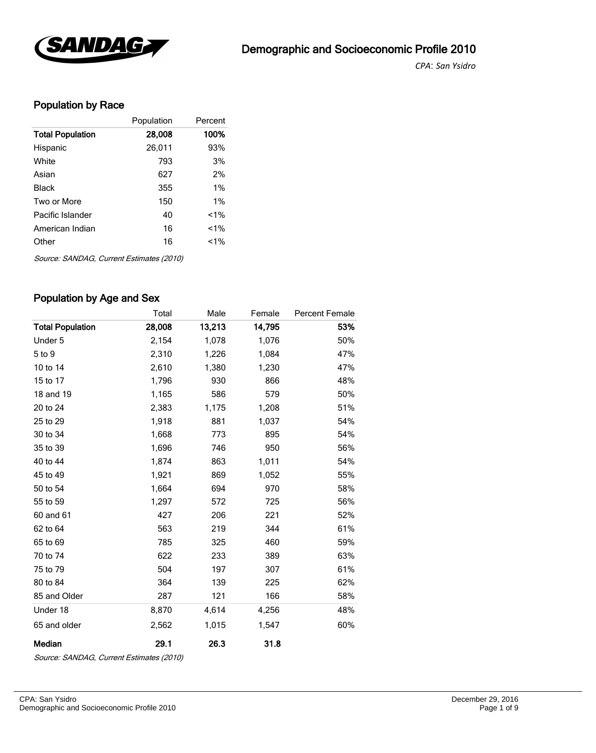# Demographic and Socioeconomic Profile 2010

*CPA: San Ysidro*

## Population by Race

| | Population | Percent |
|---|---|---|
| **Total Population** | **28,008** | **100%** |
| Hispanic | 26,011 | 93% |
| White | 793 | 3% |
| Asian | 627 | 2% |
| Black | 355 | 1% |
| Two or More | 150 | 1% |
| Pacific Islander | 40 | <1% |
| American Indian | 16 | <1% |
| Other | 16 | <1% |

*Source: SANDAG, Current Estimates (2010)*

## Population by Age and Sex

| | Total | Male | Female | Percent Female |
|---|---|---|---|---|
| **Total Population** | **28,008** | **13,213** | **14,795** | **53%** |
| Under 5 | 2,154 | 1,078 | 1,076 | 50% |
| 5 to 9 | 2,310 | 1,226 | 1,084 | 47% |
| 10 to 14 | 2,610 | 1,380 | 1,230 | 47% |
| 15 to 17 | 1,796 | 930 | 866 | 48% |
| 18 and 19 | 1,165 | 586 | 579 | 50% |
| 20 to 24 | 2,383 | 1,175 | 1,208 | 51% |
| 25 to 29 | 1,918 | 881 | 1,037 | 54% |
| 30 to 34 | 1,668 | 773 | 895 | 54% |
| 35 to 39 | 1,696 | 746 | 950 | 56% |
| 40 to 44 | 1,874 | 863 | 1,011 | 54% |
| 45 to 49 | 1,921 | 869 | 1,052 | 55% |
| 50 to 54 | 1,664 | 694 | 970 | 58% |
| 55 to 59 | 1,297 | 572 | 725 | 56% |
| 60 and 61 | 427 | 206 | 221 | 52% |
| 62 to 64 | 563 | 219 | 344 | 61% |
| 65 to 69 | 785 | 325 | 460 | 59% |
| 70 to 74 | 622 | 233 | 389 | 63% |
| 75 to 79 | 504 | 197 | 307 | 61% |
| 80 to 84 | 364 | 139 | 225 | 62% |
| 85 and Older | 287 | 121 | 166 | 58% |
| Under 18 | 8,870 | 4,614 | 4,256 | 48% |
| 65 and older | 2,562 | 1,015 | 1,547 | 60% |
| **Median** | **29.1** | **26.3** | **31.8** | |

*Source: SANDAG, Current Estimates (2010)*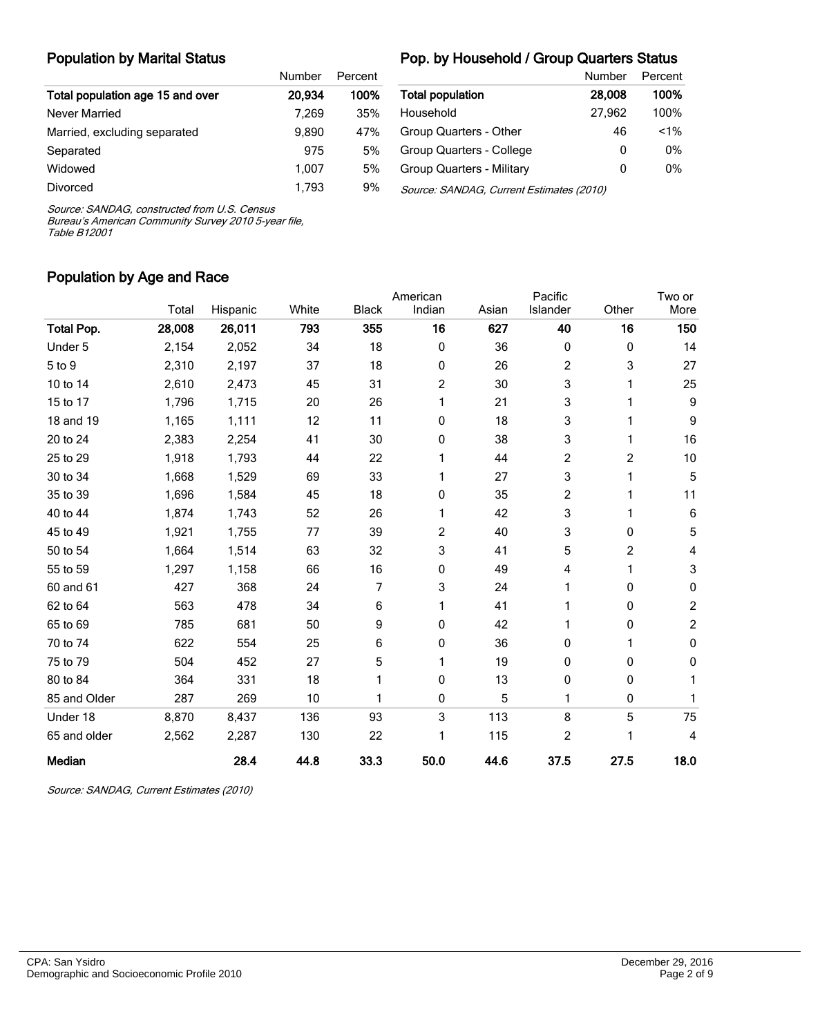## Population by Marital Status

| | Number | Percent |
|---|---|---|
| **Total population age 15 and over** | **20,934** | **100%** |
| Never Married | 7,269 | 35% |
| Married, excluding separated | 9,890 | 47% |
| Separated | 975 | 5% |
| Widowed | 1,007 | 5% |
| Divorced | 1,793 | 9% |

*Source: SANDAG, constructed from U.S. Census Bureau's American Community Survey 2010 5-year file, Table B12001*

## Pop. by Household / Group Quarters Status

| | Number | Percent |
|---|---|---|
| **Total population** | **28,008** | **100%** |
| Household | 27,962 | 100% |
| Group Quarters - Other | 46 | <1% |
| Group Quarters - College | 0 | 0% |
| Group Quarters - Military | 0 | 0% |

*Source: SANDAG, Current Estimates (2010)*

## Population by Age and Race

| | Total | Hispanic | White | Black | American Indian | Asian | Pacific Islander | Other | Two or More |
|---|---|---|---|---|---|---|---|---|---|
| **Total Pop.** | **28,008** | **26,011** | **793** | **355** | **16** | **627** | **40** | **16** | **150** |
| Under 5 | 2,154 | 2,052 | 34 | 18 | 0 | 36 | 0 | 0 | 14 |
| 5 to 9 | 2,310 | 2,197 | 37 | 18 | 0 | 26 | 2 | 3 | 27 |
| 10 to 14 | 2,610 | 2,473 | 45 | 31 | 2 | 30 | 3 | 1 | 25 |
| 15 to 17 | 1,796 | 1,715 | 20 | 26 | 1 | 21 | 3 | 1 | 9 |
| 18 and 19 | 1,165 | 1,111 | 12 | 11 | 0 | 18 | 3 | 1 | 9 |
| 20 to 24 | 2,383 | 2,254 | 41 | 30 | 0 | 38 | 3 | 1 | 16 |
| 25 to 29 | 1,918 | 1,793 | 44 | 22 | 1 | 44 | 2 | 2 | 10 |
| 30 to 34 | 1,668 | 1,529 | 69 | 33 | 1 | 27 | 3 | 1 | 5 |
| 35 to 39 | 1,696 | 1,584 | 45 | 18 | 0 | 35 | 2 | 1 | 11 |
| 40 to 44 | 1,874 | 1,743 | 52 | 26 | 1 | 42 | 3 | 1 | 6 |
| 45 to 49 | 1,921 | 1,755 | 77 | 39 | 2 | 40 | 3 | 0 | 5 |
| 50 to 54 | 1,664 | 1,514 | 63 | 32 | 3 | 41 | 5 | 2 | 4 |
| 55 to 59 | 1,297 | 1,158 | 66 | 16 | 0 | 49 | 4 | 1 | 3 |
| 60 and 61 | 427 | 368 | 24 | 7 | 3 | 24 | 1 | 0 | 0 |
| 62 to 64 | 563 | 478 | 34 | 6 | 1 | 41 | 1 | 0 | 2 |
| 65 to 69 | 785 | 681 | 50 | 9 | 0 | 42 | 1 | 0 | 2 |
| 70 to 74 | 622 | 554 | 25 | 6 | 0 | 36 | 0 | 1 | 0 |
| 75 to 79 | 504 | 452 | 27 | 5 | 1 | 19 | 0 | 0 | 0 |
| 80 to 84 | 364 | 331 | 18 | 1 | 0 | 13 | 0 | 0 | 1 |
| 85 and Older | 287 | 269 | 10 | 1 | 0 | 5 | 1 | 0 | 1 |
| Under 18 | 8,870 | 8,437 | 136 | 93 | 3 | 113 | 8 | 5 | 75 |
| 65 and older | 2,562 | 2,287 | 130 | 22 | 1 | 115 | 2 | 1 | 4 |
| **Median** | | **28.4** | **44.8** | **33.3** | **50.0** | **44.6** | **37.5** | **27.5** | **18.0** |

*Source: SANDAG, Current Estimates (2010)*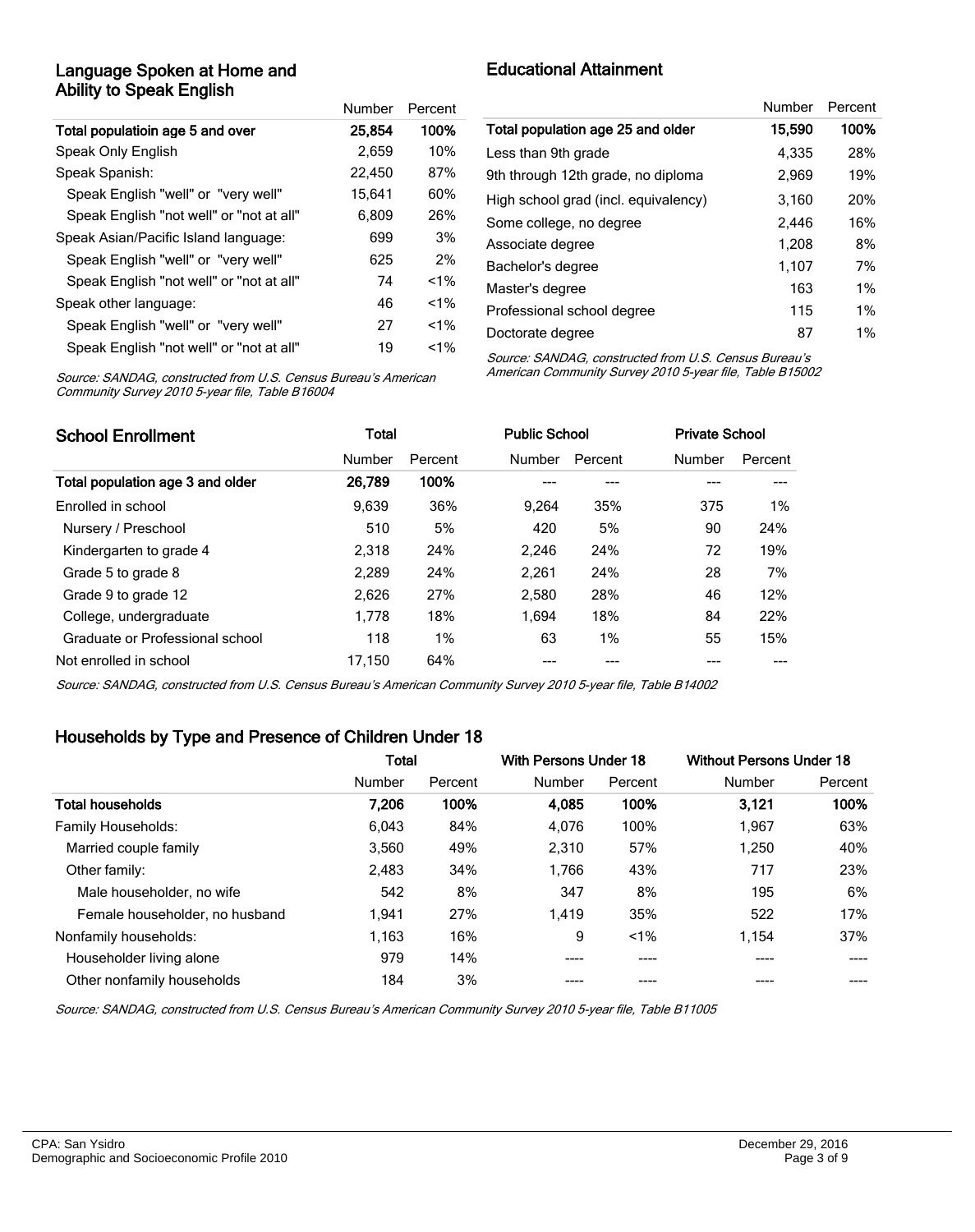## Language Spoken at Home and Ability to Speak English

| | Number | Percent |
|---|---|---|
| **Total populatioin age 5 and over** | **25,854** | **100%** |
| Speak Only English | 2,659 | 10% |
| Speak Spanish: | 22,450 | 87% |
| Speak English "well" or "very well" | 15,641 | 60% |
| Speak English "not well" or "not at all" | 6,809 | 26% |
| Speak Asian/Pacific Island language: | 699 | 3% |
| Speak English "well" or "very well" | 625 | 2% |
| Speak English "not well" or "not at all" | 74 | <1% |
| Speak other language: | 46 | <1% |
| Speak English "well" or "very well" | 27 | <1% |
| Speak English "not well" or "not at all" | 19 | <1% |

*Source: SANDAG, constructed from U.S. Census Bureau's American Community Survey 2010 5-year file, Table B16004*

## Educational Attainment

| | Number | Percent |
|---|---|---|
| **Total population age 25 and older** | **15,590** | **100%** |
| Less than 9th grade | 4,335 | 28% |
| 9th through 12th grade, no diploma | 2,969 | 19% |
| High school grad (incl. equivalency) | 3,160 | 20% |
| Some college, no degree | 2,446 | 16% |
| Associate degree | 1,208 | 8% |
| Bachelor's degree | 1,107 | 7% |
| Master's degree | 163 | 1% |
| Professional school degree | 115 | 1% |
| Doctorate degree | 87 | 1% |

*Source: SANDAG, constructed from U.S. Census Bureau's American Community Survey 2010 5-year file, Table B15002*

## School Enrollment

| | Total | | Public School | | Private School | |
|---|---|---|---|---|---|---|
| | Number | Percent | Number | Percent | Number | Percent |
| **Total population age 3 and older** | **26,789** | **100%** | --- | --- | --- | --- |
| Enrolled in school | 9,639 | 36% | 9,264 | 35% | 375 | 1% |
| Nursery / Preschool | 510 | 5% | 420 | 5% | 90 | 24% |
| Kindergarten to grade 4 | 2,318 | 24% | 2,246 | 24% | 72 | 19% |
| Grade 5 to grade 8 | 2,289 | 24% | 2,261 | 24% | 28 | 7% |
| Grade 9 to grade 12 | 2,626 | 27% | 2,580 | 28% | 46 | 12% |
| College, undergraduate | 1,778 | 18% | 1,694 | 18% | 84 | 22% |
| Graduate or Professional school | 118 | 1% | 63 | 1% | 55 | 15% |
| Not enrolled in school | 17,150 | 64% | --- | --- | --- | --- |

*Source: SANDAG, constructed from U.S. Census Bureau's American Community Survey 2010 5-year file, Table B14002*

## Households by Type and Presence of Children Under 18

| | Total | | With Persons Under 18 | | Without Persons Under 18 | |
|---|---|---|---|---|---|---|
| | Number | Percent | Number | Percent | Number | Percent |
| **Total households** | **7,206** | **100%** | **4,085** | **100%** | **3,121** | **100%** |
| Family Households: | 6,043 | 84% | 4,076 | 100% | 1,967 | 63% |
| Married couple family | 3,560 | 49% | 2,310 | 57% | 1,250 | 40% |
| Other family: | 2,483 | 34% | 1,766 | 43% | 717 | 23% |
| Male householder, no wife | 542 | 8% | 347 | 8% | 195 | 6% |
| Female householder, no husband | 1,941 | 27% | 1,419 | 35% | 522 | 17% |
| Nonfamily households: | 1,163 | 16% | 9 | <1% | 1,154 | 37% |
| Householder living alone | 979 | 14% | ---- | ---- | ---- | ---- |
| Other nonfamily households | 184 | 3% | ---- | ---- | ---- | ---- |

*Source: SANDAG, constructed from U.S. Census Bureau's American Community Survey 2010 5-year file, Table B11005*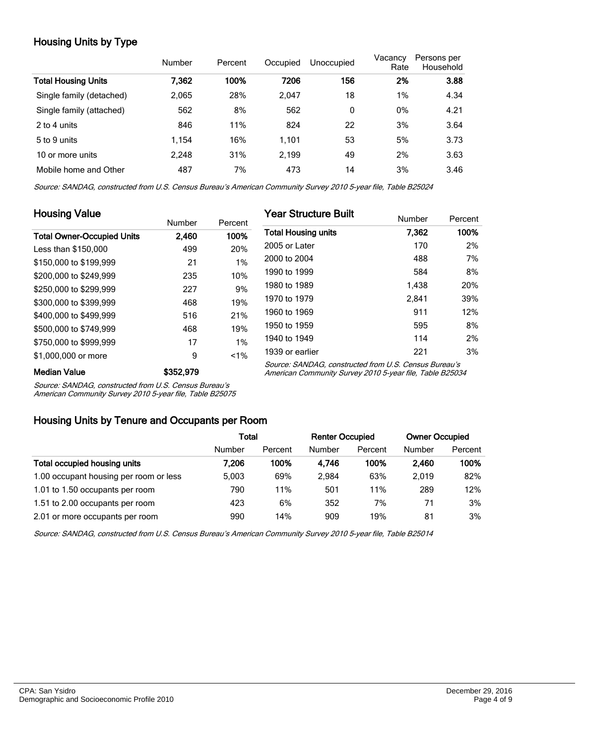## Housing Units by Type

| | Number | Percent | Occupied | Unoccupied | Vacancy Rate | Persons per Household |
|---|---|---|---|---|---|---|
| **Total Housing Units** | **7,362** | **100%** | **7206** | **156** | **2%** | **3.88** |
| Single family (detached) | 2,065 | 28% | 2,047 | 18 | 1% | 4.34 |
| Single family (attached) | 562 | 8% | 562 | 0 | 0% | 4.21 |
| 2 to 4 units | 846 | 11% | 824 | 22 | 3% | 3.64 |
| 5 to 9 units | 1,154 | 16% | 1,101 | 53 | 5% | 3.73 |
| 10 or more units | 2,248 | 31% | 2,199 | 49 | 2% | 3.63 |
| Mobile home and Other | 487 | 7% | 473 | 14 | 3% | 3.46 |

*Source: SANDAG, constructed from U.S. Census Bureau's American Community Survey 2010 5-year file, Table B25024*

## Housing Value

| | Number | Percent |
|---|---|---|
| **Total Owner-Occupied Units** | **2,460** | **100%** |
| Less than $150,000 | 499 | 20% |
| $150,000 to $199,999 | 21 | 1% |
| $200,000 to $249,999 | 235 | 10% |
| $250,000 to $299,999 | 227 | 9% |
| $300,000 to $399,999 | 468 | 19% |
| $400,000 to $499,999 | 516 | 21% |
| $500,000 to $749,999 | 468 | 19% |
| $750,000 to $999,999 | 17 | 1% |
| $1,000,000 or more | 9 | <1% |
| **Median Value** | **$352,979** | |

*Source: SANDAG, constructed from U.S. Census Bureau's American Community Survey 2010 5-year file, Table B25075*

## Year Structure Built

| | Number | Percent |
|---|---|---|
| **Total Housing units** | **7,362** | **100%** |
| 2005 or Later | 170 | 2% |
| 2000 to 2004 | 488 | 7% |
| 1990 to 1999 | 584 | 8% |
| 1980 to 1989 | 1,438 | 20% |
| 1970 to 1979 | 2,841 | 39% |
| 1960 to 1969 | 911 | 12% |
| 1950 to 1959 | 595 | 8% |
| 1940 to 1949 | 114 | 2% |
| 1939 or earlier | 221 | 3% |

*Source: SANDAG, constructed from U.S. Census Bureau's American Community Survey 2010 5-year file, Table B25034*

## Housing Units by Tenure and Occupants per Room

| | **Total** | | **Renter Occupied** | | **Owner Occupied** | |
|---|---|---|---|---|---|---|
| | Number | Percent | Number | Percent | Number | Percent |
| **Total occupied housing units** | **7,206** | **100%** | **4,746** | **100%** | **2,460** | **100%** |
| 1.00 occupant housing per room or less | 5,003 | 69% | 2,984 | 63% | 2,019 | 82% |
| 1.01 to 1.50 occupants per room | 790 | 11% | 501 | 11% | 289 | 12% |
| 1.51 to 2.00 occupants per room | 423 | 6% | 352 | 7% | 71 | 3% |
| 2.01 or more occupants per room | 990 | 14% | 909 | 19% | 81 | 3% |

*Source: SANDAG, constructed from U.S. Census Bureau's American Community Survey 2010 5-year file, Table B25014*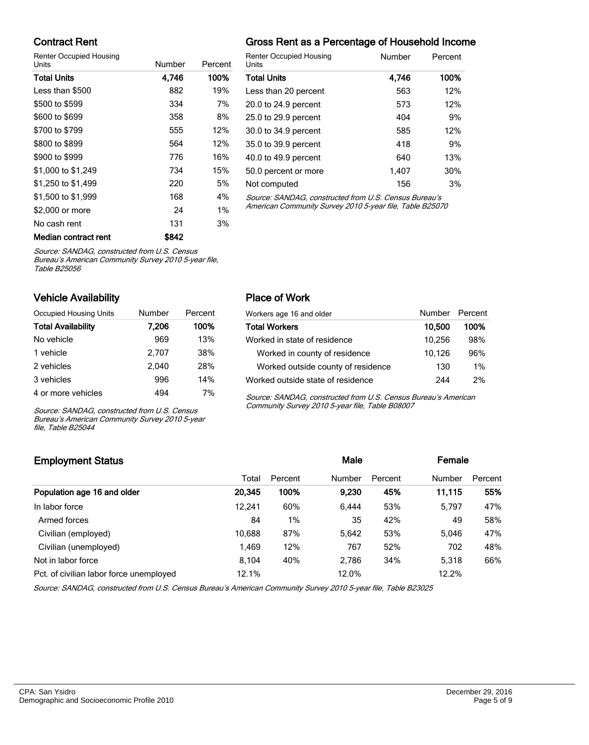## Contract Rent

| Renter Occupied Housing Units | Number | Percent |
|---|---|---|
| **Total Units** | **4,746** | **100%** |
| Less than $500 | 882 | 19% |
| $500 to $599 | 334 | 7% |
| $600 to $699 | 358 | 8% |
| $700 to $799 | 555 | 12% |
| $800 to $899 | 564 | 12% |
| $900 to $999 | 776 | 16% |
| $1,000 to $1,249 | 734 | 15% |
| $1,250 to $1,499 | 220 | 5% |
| $1,500 to $1,999 | 168 | 4% |
| $2,000 or more | 24 | 1% |
| No cash rent | 131 | 3% |
| **Median contract rent** | **$842** | |

*Source: SANDAG, constructed from U.S. Census Bureau's American Community Survey 2010 5-year file, Table B25056*

## Gross Rent as a Percentage of Household Income

| Renter Occupied Housing Units | Number | Percent |
|---|---|---|
| **Total Units** | **4,746** | **100%** |
| Less than 20 percent | 563 | 12% |
| 20.0 to 24.9 percent | 573 | 12% |
| 25.0 to 29.9 percent | 404 | 9% |
| 30.0 to 34.9 percent | 585 | 12% |
| 35.0 to 39.9 percent | 418 | 9% |
| 40.0 to 49.9 percent | 640 | 13% |
| 50.0 percent or more | 1,407 | 30% |
| Not computed | 156 | 3% |

*Source: SANDAG, constructed from U.S. Census Bureau's American Community Survey 2010 5-year file, Table B25070*

## Vehicle Availability

| Occupied Housing Units | Number | Percent |
|---|---|---|
| **Total Availability** | **7,206** | **100%** |
| No vehicle | 969 | 13% |
| 1 vehicle | 2,707 | 38% |
| 2 vehicles | 2,040 | 28% |
| 3 vehicles | 996 | 14% |
| 4 or more vehicles | 494 | 7% |

*Source: SANDAG, constructed from U.S. Census Bureau's American Community Survey 2010 5-year file, Table B25044*

## Place of Work

| Workers age 16 and older | Number | Percent |
|---|---|---|
| **Total Workers** | **10,500** | **100%** |
| Worked in state of residence | 10,256 | 98% |
| Worked in county of residence | 10,126 | 96% |
| Worked outside county of residence | 130 | 1% |
| Worked outside state of residence | 244 | 2% |

*Source: SANDAG, constructed from U.S. Census Bureau's American Community Survey 2010 5-year file, Table B08007*

## Employment Status

| | | | Male | | Female | |
|---|---|---|---|---|---|---|
| | Total | Percent | Number | Percent | Number | Percent |
| **Population age 16 and older** | **20,345** | **100%** | **9,230** | **45%** | **11,115** | **55%** |
| In labor force | 12,241 | 60% | 6,444 | 53% | 5,797 | 47% |
| Armed forces | 84 | 1% | 35 | 42% | 49 | 58% |
| Civilian (employed) | 10,688 | 87% | 5,642 | 53% | 5,046 | 47% |
| Civilian (unemployed) | 1,469 | 12% | 767 | 52% | 702 | 48% |
| Not in labor force | 8,104 | 40% | 2,786 | 34% | 5,318 | 66% |
| Pct. of civilian labor force unemployed | 12.1% | | 12.0% | | 12.2% | |

*Source: SANDAG, constructed from U.S. Census Bureau's American Community Survey 2010 5-year file, Table B23025*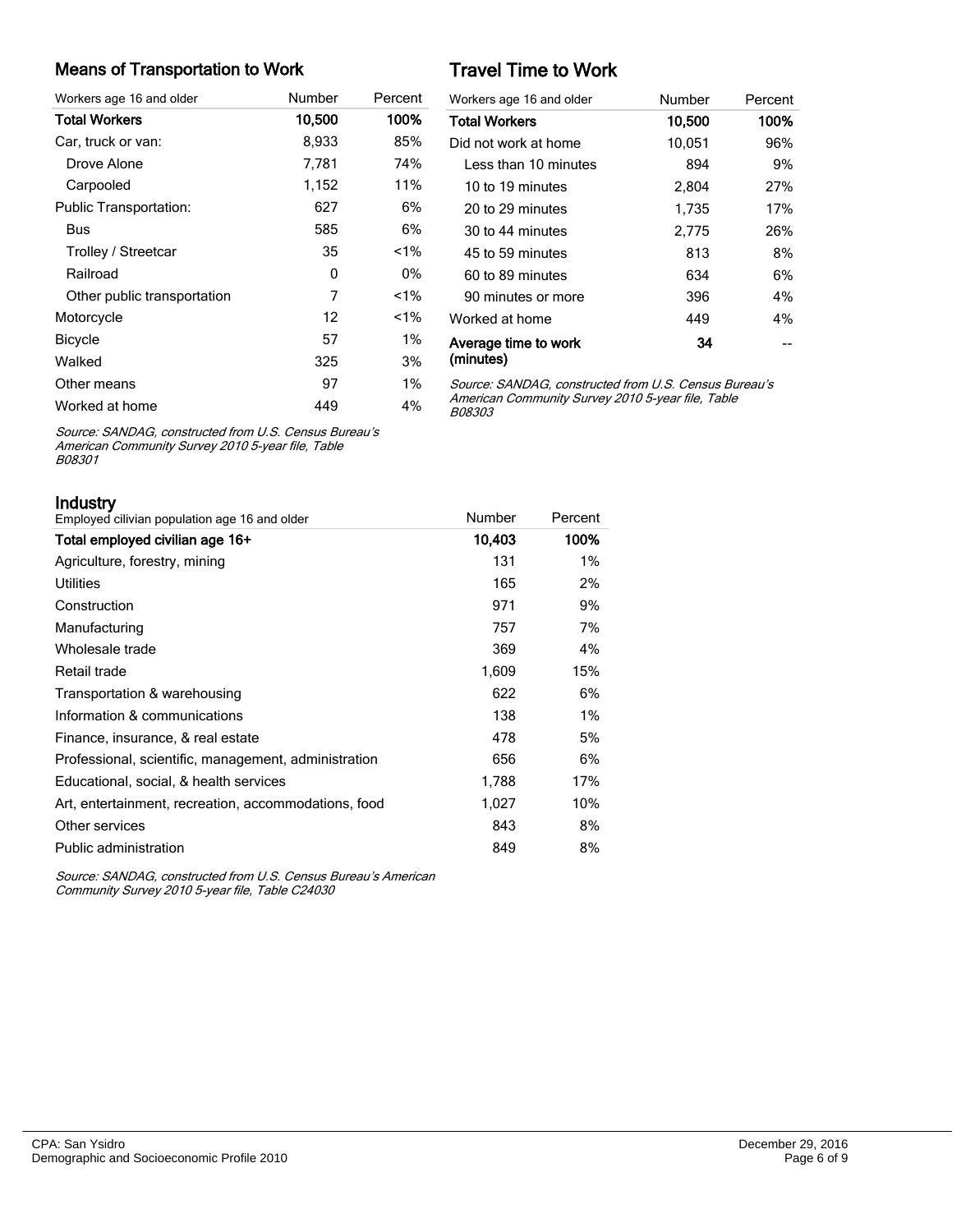## Means of Transportation to Work

| Workers age 16 and older | Number | Percent |
|---|---|---|
| **Total Workers** | **10,500** | **100%** |
| Car, truck or van: | 8,933 | 85% |
| Drove Alone | 7,781 | 74% |
| Carpooled | 1,152 | 11% |
| Public Transportation: | 627 | 6% |
| Bus | 585 | 6% |
| Trolley / Streetcar | 35 | <1% |
| Railroad | 0 | 0% |
| Other public transportation | 7 | <1% |
| Motorcycle | 12 | <1% |
| Bicycle | 57 | 1% |
| Walked | 325 | 3% |
| Other means | 97 | 1% |
| Worked at home | 449 | 4% |

*Source: SANDAG, constructed from U.S. Census Bureau's American Community Survey 2010 5-year file, Table B08301*

## Travel Time to Work

| Workers age 16 and older | Number | Percent |
|---|---|---|
| **Total Workers** | **10,500** | **100%** |
| Did not work at home | 10,051 | 96% |
| Less than 10 minutes | 894 | 9% |
| 10 to 19 minutes | 2,804 | 27% |
| 20 to 29 minutes | 1,735 | 17% |
| 30 to 44 minutes | 2,775 | 26% |
| 45 to 59 minutes | 813 | 8% |
| 60 to 89 minutes | 634 | 6% |
| 90 minutes or more | 396 | 4% |
| Worked at home | 449 | 4% |
| **Average time to work (minutes)** | **34** | -- |

*Source: SANDAG, constructed from U.S. Census Bureau's American Community Survey 2010 5-year file, Table B08303*

## Industry

| Employed cilivian population age 16 and older | Number | Percent |
|---|---|---|
| **Total employed civilian age 16+** | **10,403** | **100%** |
| Agriculture, forestry, mining | 131 | 1% |
| Utilities | 165 | 2% |
| Construction | 971 | 9% |
| Manufacturing | 757 | 7% |
| Wholesale trade | 369 | 4% |
| Retail trade | 1,609 | 15% |
| Transportation & warehousing | 622 | 6% |
| Information & communications | 138 | 1% |
| Finance, insurance, & real estate | 478 | 5% |
| Professional, scientific, management, administration | 656 | 6% |
| Educational, social, & health services | 1,788 | 17% |
| Art, entertainment, recreation, accommodations, food | 1,027 | 10% |
| Other services | 843 | 8% |
| Public administration | 849 | 8% |

*Source: SANDAG, constructed from U.S. Census Bureau's American Community Survey 2010 5-year file, Table C24030*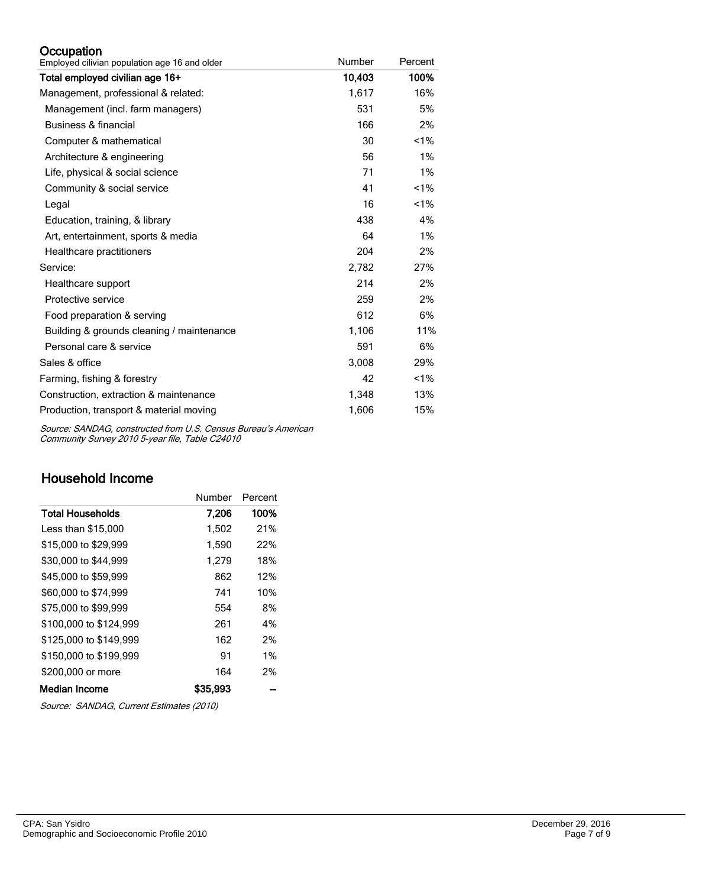## Occupation

| Employed cilivian population age 16 and older | Number | Percent |
|---|---|---|
| **Total employed civilian age 16+** | **10,403** | **100%** |
| Management, professional & related: | 1,617 | 16% |
| Management (incl. farm managers) | 531 | 5% |
| Business & financial | 166 | 2% |
| Computer & mathematical | 30 | <1% |
| Architecture & engineering | 56 | 1% |
| Life, physical & social science | 71 | 1% |
| Community & social service | 41 | <1% |
| Legal | 16 | <1% |
| Education, training, & library | 438 | 4% |
| Art, entertainment, sports & media | 64 | 1% |
| Healthcare practitioners | 204 | 2% |
| Service: | 2,782 | 27% |
| Healthcare support | 214 | 2% |
| Protective service | 259 | 2% |
| Food preparation & serving | 612 | 6% |
| Building & grounds cleaning / maintenance | 1,106 | 11% |
| Personal care & service | 591 | 6% |
| Sales & office | 3,008 | 29% |
| Farming, fishing & forestry | 42 | <1% |
| Construction, extraction & maintenance | 1,348 | 13% |
| Production, transport & material moving | 1,606 | 15% |

*Source: SANDAG, constructed from U.S. Census Bureau's American Community Survey 2010 5-year file, Table C24010*

## Household Income

| | Number | Percent |
|---|---|---|
| **Total Households** | **7,206** | **100%** |
| Less than $15,000 | 1,502 | 21% |
| $15,000 to $29,999 | 1,590 | 22% |
| $30,000 to $44,999 | 1,279 | 18% |
| $45,000 to $59,999 | 862 | 12% |
| $60,000 to $74,999 | 741 | 10% |
| $75,000 to $99,999 | 554 | 8% |
| $100,000 to $124,999 | 261 | 4% |
| $125,000 to $149,999 | 162 | 2% |
| $150,000 to $199,999 | 91 | 1% |
| $200,000 or more | 164 | 2% |
| **Median Income** | **$35,993** | -- |

*Source: SANDAG, Current Estimates (2010)*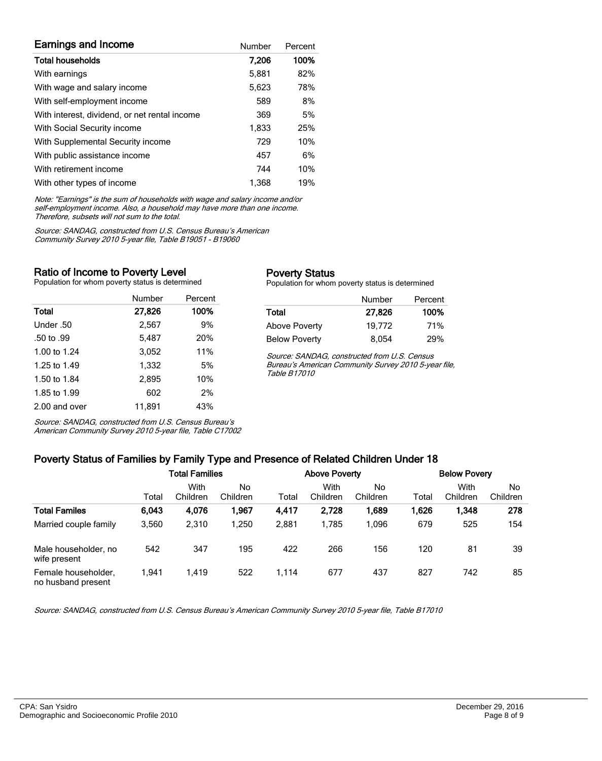## Earnings and Income

| | Number | Percent |
|---|---|---|
| **Total households** | **7,206** | **100%** |
| With earnings | 5,881 | 82% |
| With wage and salary income | 5,623 | 78% |
| With self-employment income | 589 | 8% |
| With interest, dividend, or net rental income | 369 | 5% |
| With Social Security income | 1,833 | 25% |
| With Supplemental Security income | 729 | 10% |
| With public assistance income | 457 | 6% |
| With retirement income | 744 | 10% |
| With other types of income | 1,368 | 19% |

*Note: "Earnings" is the sum of households with wage and salary income and/or self-employment income. Also, a household may have more than one income. Therefore, subsets will not sum to the total.*

*Source: SANDAG, constructed from U.S. Census Bureau's American Community Survey 2010 5-year file, Table B19051 - B19060*

## Ratio of Income to Poverty Level

Population for whom poverty status is determined

| | Number | Percent |
|---|---|---|
| **Total** | **27,826** | **100%** |
| Under .50 | 2,567 | 9% |
| .50 to .99 | 5,487 | 20% |
| 1.00 to 1.24 | 3,052 | 11% |
| 1.25 to 1.49 | 1,332 | 5% |
| 1.50 to 1.84 | 2,895 | 10% |
| 1.85 to 1.99 | 602 | 2% |
| 2.00 and over | 11,891 | 43% |

*Source: SANDAG, constructed from U.S. Census Bureau's American Community Survey 2010 5-year file, Table C17002*

## Poverty Status

Population for whom poverty status is determined

| | Number | Percent |
|---|---|---|
| **Total** | **27,826** | **100%** |
| Above Poverty | 19,772 | 71% |
| Below Poverty | 8,054 | 29% |

*Source: SANDAG, constructed from U.S. Census Bureau's American Community Survey 2010 5-year file, Table B17010*

## Poverty Status of Families by Family Type and Presence of Related Children Under 18

| | Total Families | | | Above Poverty | | | Below Povery | | |
|---|---|---|---|---|---|---|---|---|---|
| | Total | With Children | No Children | Total | With Children | No Children | Total | With Children | No Children |
| **Total Familes** | **6,043** | **4,076** | **1,967** | **4,417** | **2,728** | **1,689** | **1,626** | **1,348** | **278** |
| Married couple family | 3,560 | 2,310 | 1,250 | 2,881 | 1,785 | 1,096 | 679 | 525 | 154 |
| Male householder, no wife present | 542 | 347 | 195 | 422 | 266 | 156 | 120 | 81 | 39 |
| Female householder, no husband present | 1,941 | 1,419 | 522 | 1,114 | 677 | 437 | 827 | 742 | 85 |

*Source: SANDAG, constructed from U.S. Census Bureau's American Community Survey 2010 5-year file, Table B17010*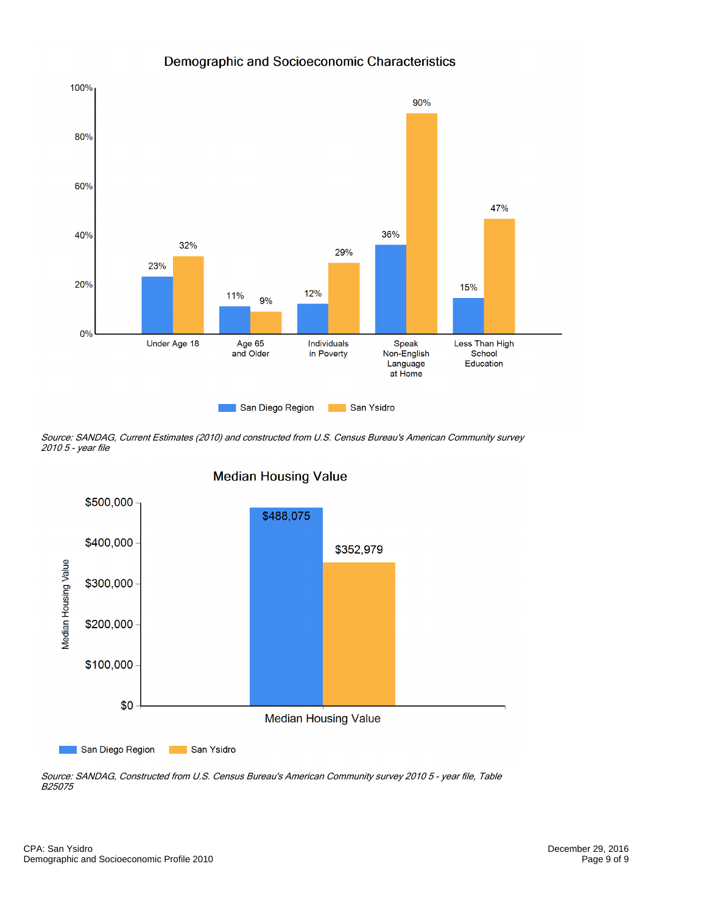## Demographic and Socioeconomic Characteristics

100%
80%
60%
40%
20%
0%

23%
32%
11%
9%
12%
29%
36%
90%
15%
47%

Under Age 18
Age 65 and Older
Individuals in Poverty
Speak Non-English Language at Home
Less Than High School Education

San Diego Region
San Ysidro

*Source: SANDAG, Current Estimates (2010) and constructed from U.S. Census Bureau's American Community survey 2010 5 - year file*

## Median Housing Value

Median Housing Value

$500,000
$400,000
$300,000
$200,000
$100,000
$0

$488,075
$352,979

Median Housing Value

San Diego Region
San Ysidro

*Source: SANDAG, Constructed from U.S. Census Bureau's American Community survey 2010 5 - year file, Table B25075*

CPA: San Ysidro
Demographic and Socioeconomic Profile 2010

December 29, 2016